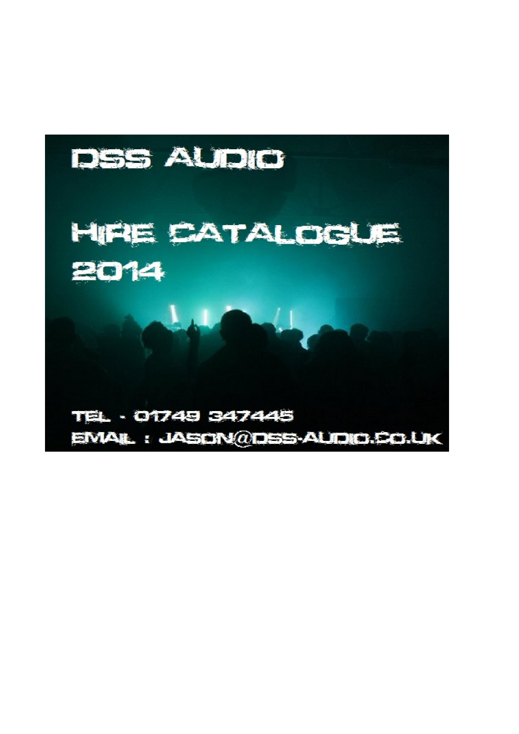# DSS AUDIO

# HIRE CATALOGUE 2014

TEL - 01749 347445

EMAIL : JASON@DSS-AUDIO.CO.UK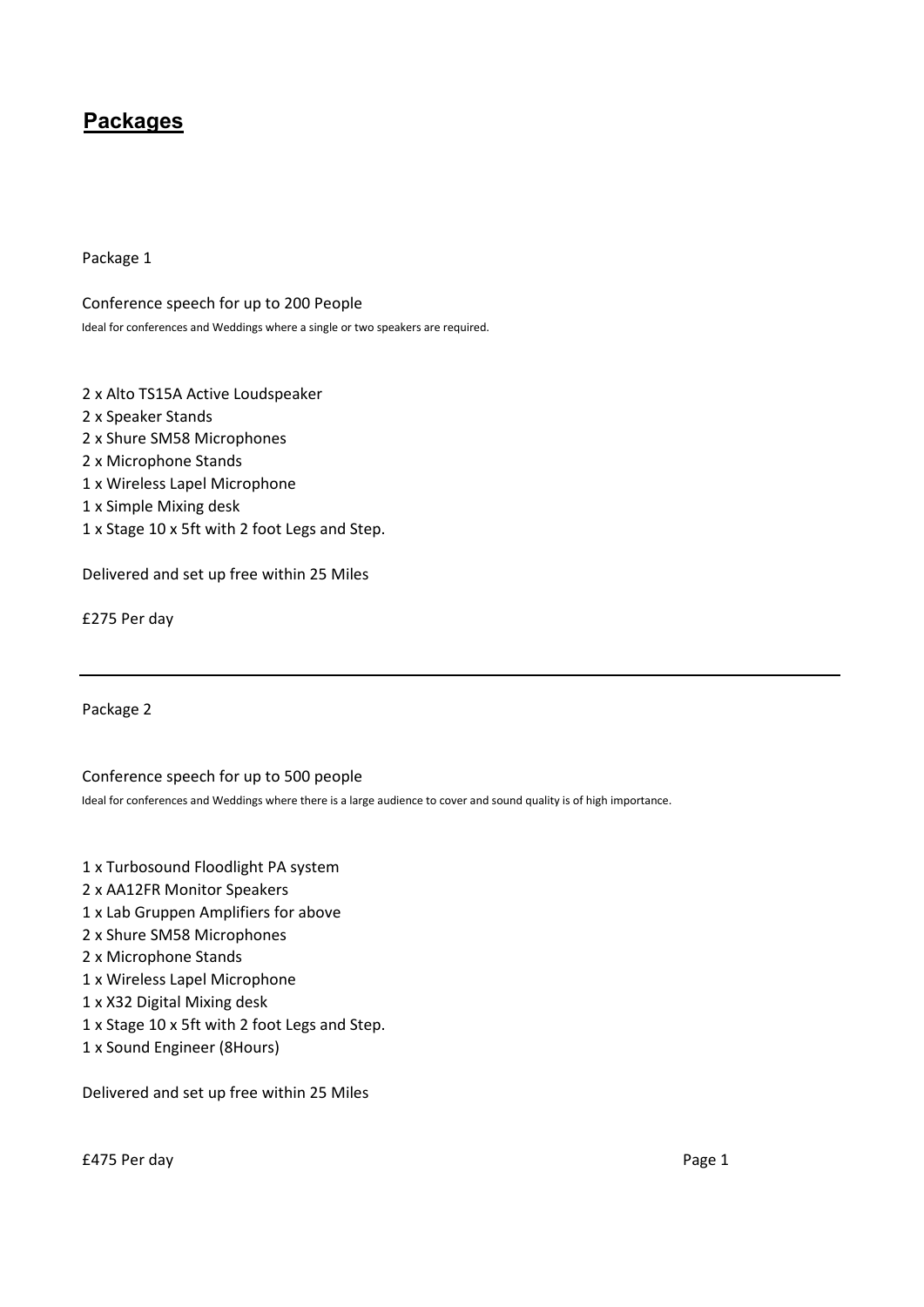## **Packages**

Package 1

Conference speech for up to 200 People

Ideal for conferences and Weddings where a single or two speakers are required.

2 x Alto TS15A Active Loudspeaker
2 x Speaker Stands
2 x Shure SM58 Microphones
2 x Microphone Stands
1 x Wireless Lapel Microphone
1 x Simple Mixing desk
1 x Stage 10 x 5ft with 2 foot Legs and Step.

Delivered and set up free within 25 Miles

£275 Per day

---

Package 2

Conference speech for up to 500 people

Ideal for conferences and Weddings where there is a large audience to cover and sound quality is of high importance.

1 x Turbosound Floodlight PA system
2 x AA12FR Monitor Speakers
1 x Lab Gruppen Amplifiers for above
2 x Shure SM58 Microphones
2 x Microphone Stands
1 x Wireless Lapel Microphone
1 x X32 Digital Mixing desk
1 x Stage 10 x 5ft with 2 foot Legs and Step.
1 x Sound Engineer (8Hours)

Delivered and set up free within 25 Miles

£475 Per day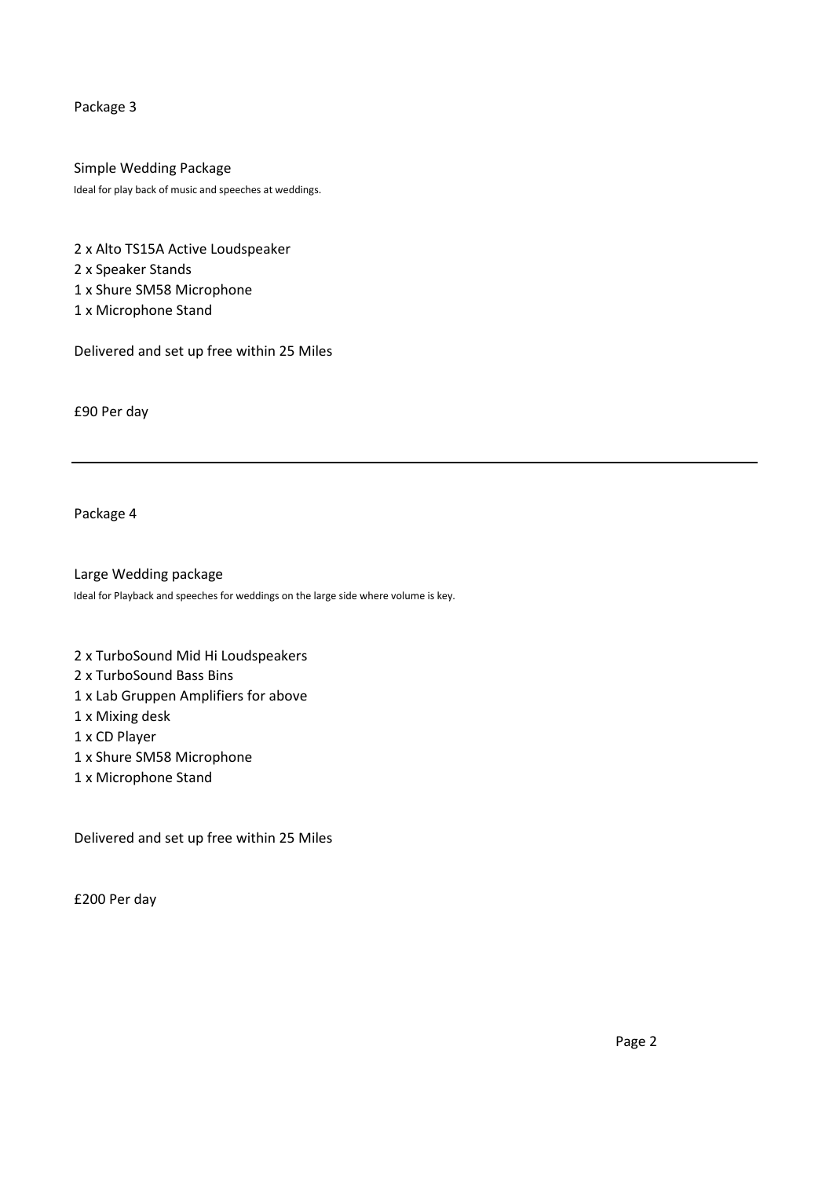## Package 3

### Simple Wedding Package

Ideal for play back of music and speeches at weddings.

2 x Alto TS15A Active Loudspeaker
2 x Speaker Stands
1 x Shure SM58 Microphone
1 x Microphone Stand

Delivered and set up free within 25 Miles

£90 Per day

---

## Package 4

### Large Wedding package

Ideal for Playback and speeches for weddings on the large side where volume is key.

2 x TurboSound Mid Hi Loudspeakers
2 x TurboSound Bass Bins
1 x Lab Gruppen Amplifiers for above
1 x Mixing desk
1 x CD Player
1 x Shure SM58 Microphone
1 x Microphone Stand

Delivered and set up free within 25 Miles

£200 Per day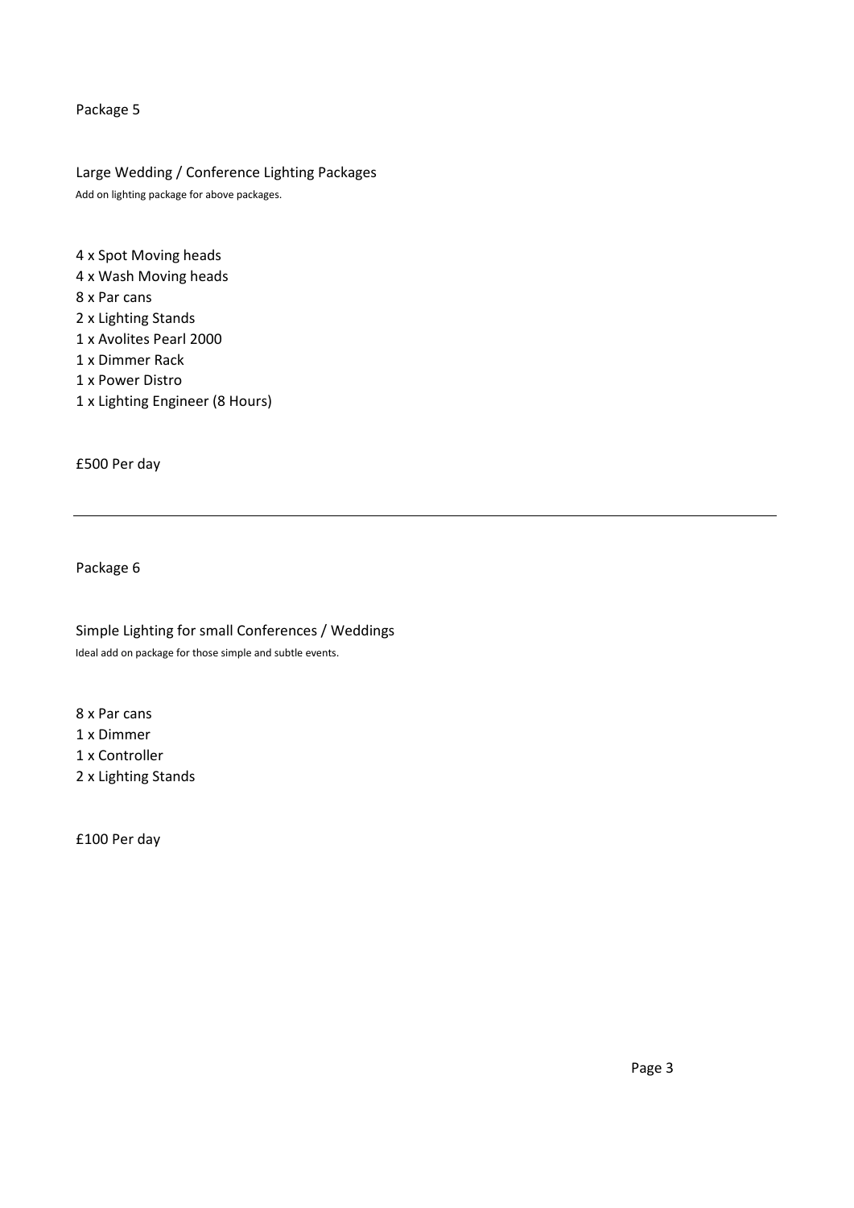Package 5

## Large Wedding / Conference Lighting Packages

Add on lighting package for above packages.

4 x Spot Moving heads
4 x Wash Moving heads
8 x Par cans
2 x Lighting Stands
1 x Avolites Pearl 2000
1 x Dimmer Rack
1 x Power Distro
1 x Lighting Engineer (8 Hours)

£500 Per day

---

Package 6

## Simple Lighting for small Conferences / Weddings

Ideal add on package for those simple and subtle events.

8 x Par cans
1 x Dimmer
1 x Controller
2 x Lighting Stands

£100 Per day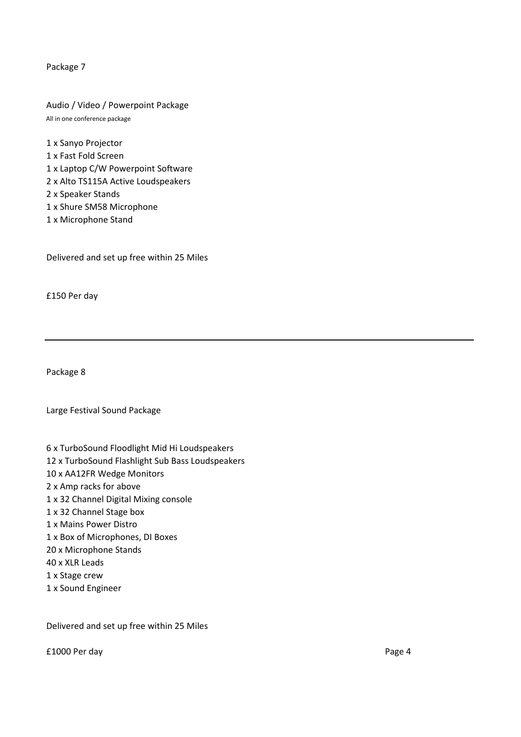## Package 7

### Audio / Video / Powerpoint Package

All in one conference package

1 x Sanyo Projector
1 x Fast Fold Screen
1 x Laptop C/W Powerpoint Software
2 x Alto TS115A Active Loudspeakers
2 x Speaker Stands
1 x Shure SM58 Microphone
1 x Microphone Stand

Delivered and set up free within 25 Miles

£150 Per day

---

## Package 8

### Large Festival Sound Package

6 x TurboSound Floodlight Mid Hi Loudspeakers
12 x TurboSound Flashlight Sub Bass Loudspeakers
10 x AA12FR Wedge Monitors
2 x Amp racks for above
1 x 32 Channel Digital Mixing console
1 x 32 Channel Stage box
1 x Mains Power Distro
1 x Box of Microphones, DI Boxes
20 x Microphone Stands
40 x XLR Leads
1 x Stage crew
1 x Sound Engineer

Delivered and set up free within 25 Miles

£1000 Per day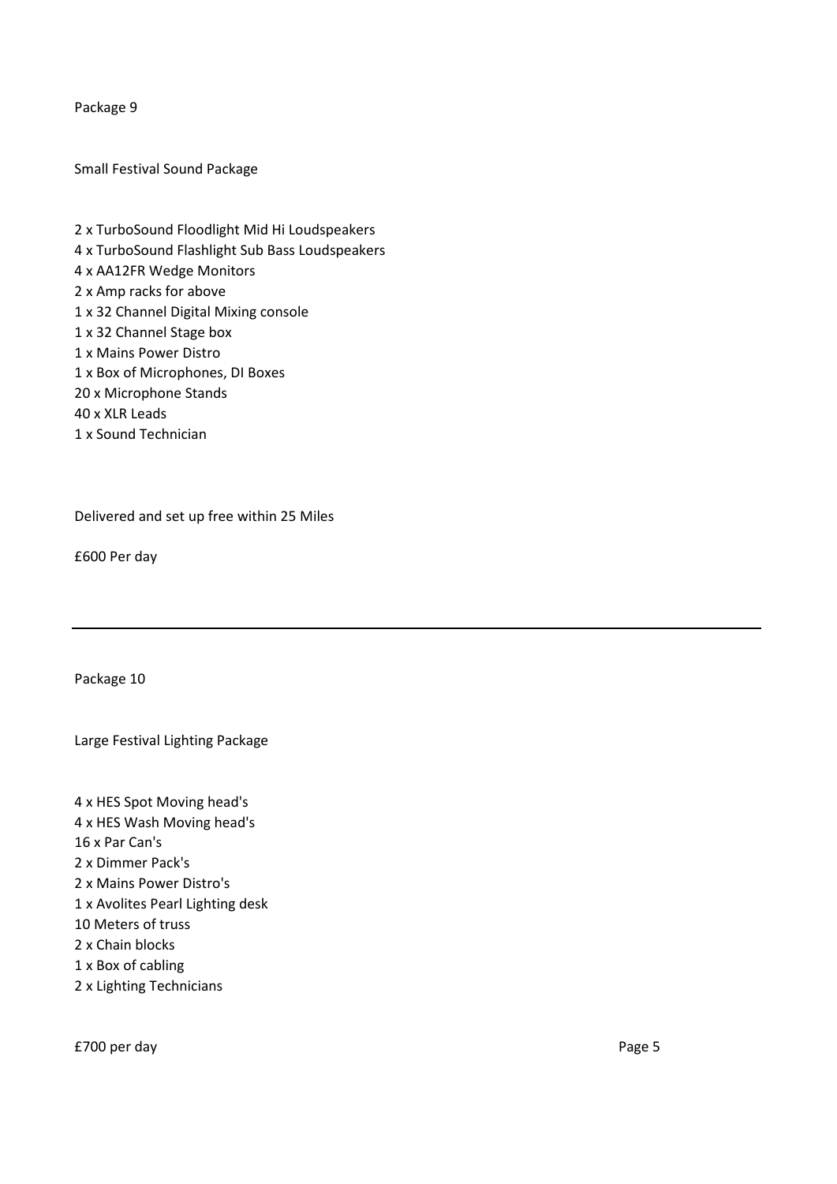Package 9

Small Festival Sound Package

2 x TurboSound Floodlight Mid Hi Loudspeakers
4 x TurboSound Flashlight Sub Bass Loudspeakers
4 x AA12FR Wedge Monitors
2 x Amp racks for above
1 x 32 Channel Digital Mixing console
1 x 32 Channel Stage box
1 x Mains Power Distro
1 x Box of Microphones, DI Boxes
20 x Microphone Stands
40 x XLR Leads
1 x Sound Technician

Delivered and set up free within 25 Miles

£600 Per day

---

Package 10

Large Festival Lighting Package

4 x HES Spot Moving head's
4 x HES Wash Moving head's
16 x Par Can's
2 x Dimmer Pack's
2 x Mains Power Distro's
1 x Avolites Pearl Lighting desk
10 Meters of truss
2 x Chain blocks
1 x Box of cabling
2 x Lighting Technicians

£700 per day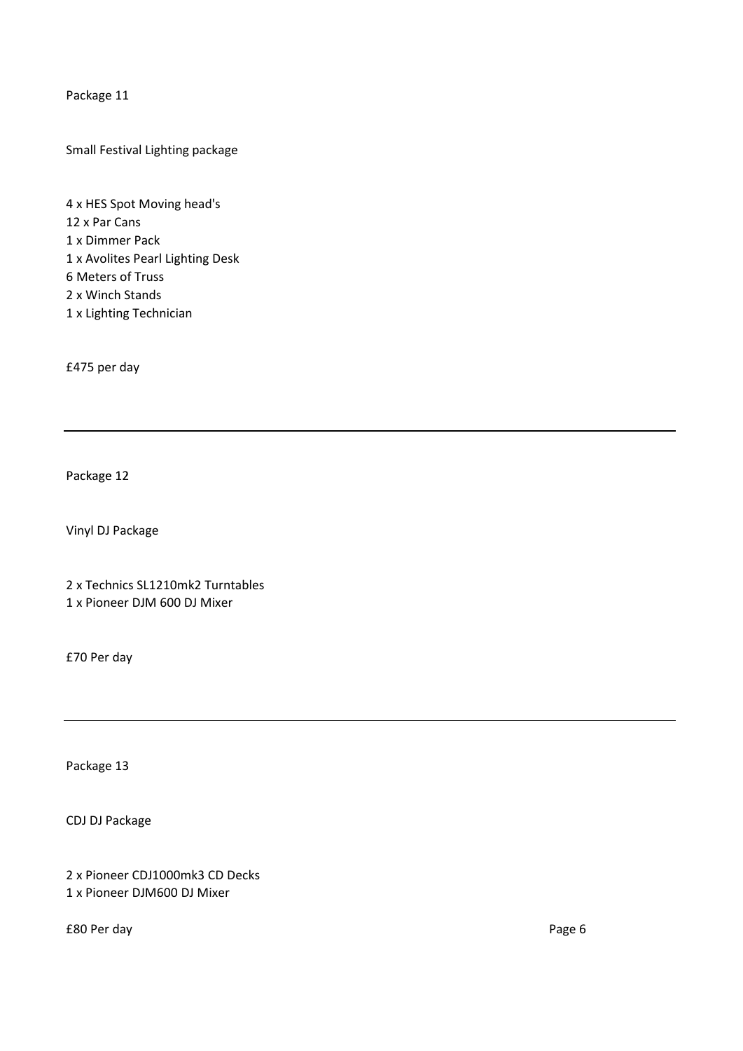Package 11

Small Festival Lighting package

4 x HES Spot Moving head's
12 x Par Cans
1 x Dimmer Pack
1 x Avolites Pearl Lighting Desk
6 Meters of Truss
2 x Winch Stands
1 x Lighting Technician

£475 per day

---

Package 12

Vinyl DJ Package

2 x Technics SL1210mk2 Turntables
1 x Pioneer DJM 600 DJ Mixer

£70 Per day

---

Package 13

CDJ DJ Package

2 x Pioneer CDJ1000mk3 CD Decks
1 x Pioneer DJM600 DJ Mixer

£80 Per day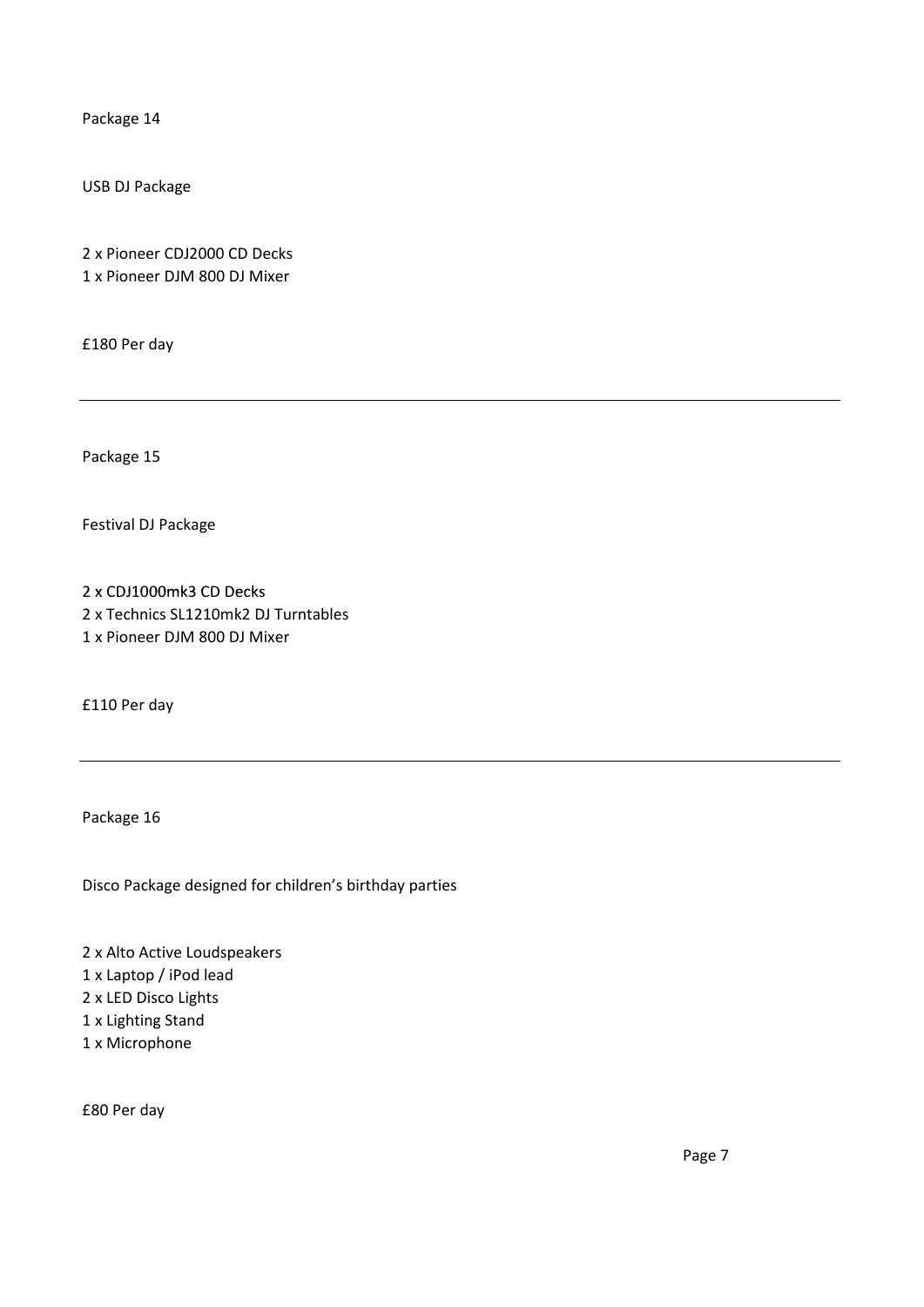Package 14

USB DJ Package

2 x Pioneer CDJ2000 CD Decks
1 x Pioneer DJM 800 DJ Mixer

£180 Per day

---

Package 15

Festival DJ Package

2 x CDJ1000mk3 CD Decks
2 x Technics SL1210mk2 DJ Turntables
1 x Pioneer DJM 800 DJ Mixer

£110 Per day

---

Package 16

Disco Package designed for children's birthday parties

2 x Alto Active Loudspeakers
1 x Laptop / iPod lead
2 x LED Disco Lights
1 x Lighting Stand
1 x Microphone

£80 Per day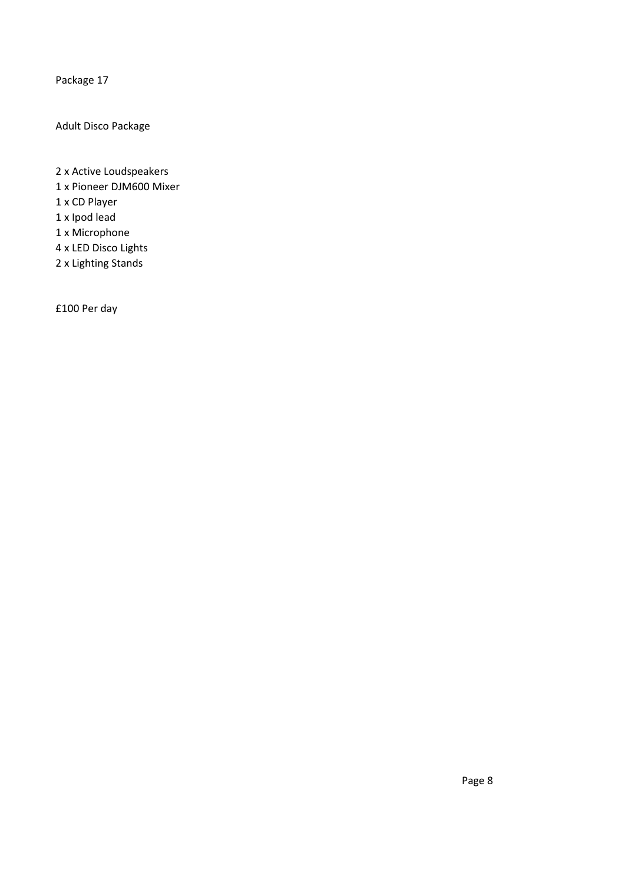Package 17

Adult Disco Package

2 x Active Loudspeakers
1 x Pioneer DJM600 Mixer
1 x CD Player
1 x Ipod lead
1 x Microphone
4 x LED Disco Lights
2 x Lighting Stands

£100 Per day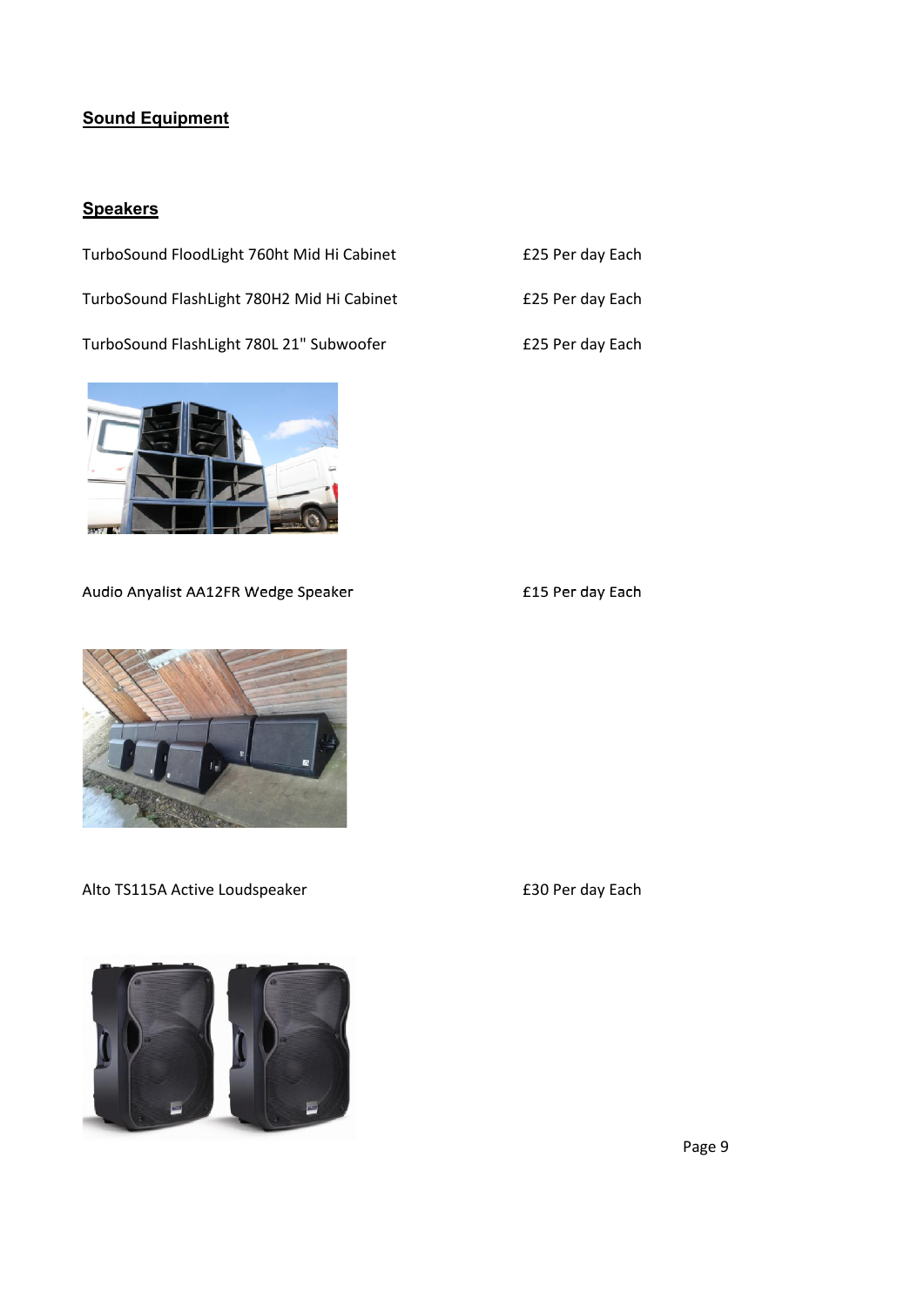## Sound Equipment

### Speakers

TurboSound FloodLight 760ht Mid Hi Cabinet £25 Per day Each

TurboSound FlashLight 780H2 Mid Hi Cabinet £25 Per day Each

TurboSound FlashLight 780L 21" Subwoofer £25 Per day Each

Audio Anyalist AA12FR Wedge Speaker £15 Per day Each

Alto TS115A Active Loudspeaker £30 Per day Each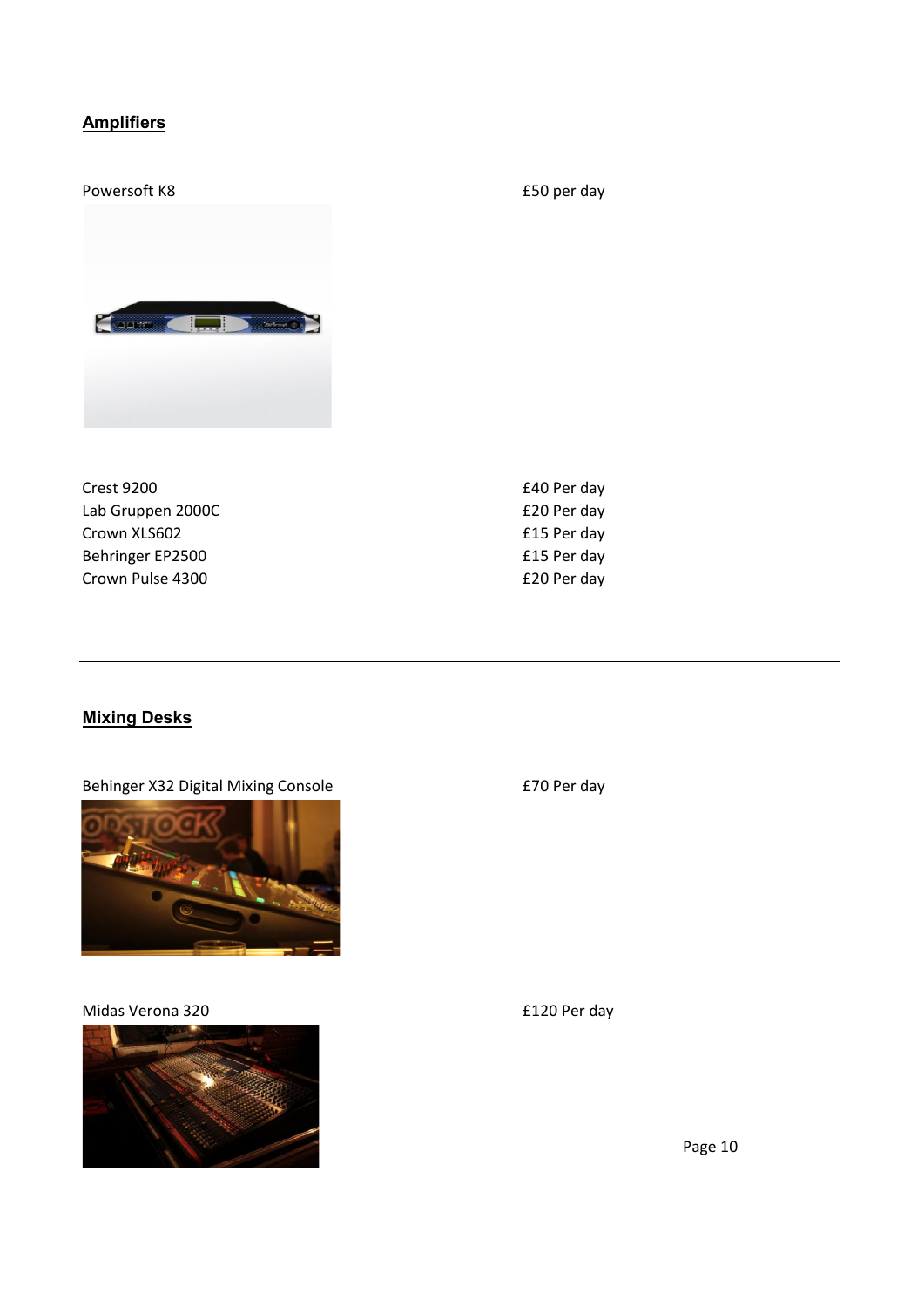## Amplifiers

| Item | Price |
|---|---|
| Powersoft K8 | £50 per day |
| Crest 9200 | £40 Per day |
| Lab Gruppen 2000C | £20 Per day |
| Crown XLS602 | £15 Per day |
| Behringer EP2500 | £15 Per day |
| Crown Pulse 4300 | £20 Per day |

---

## Mixing Desks

| Item | Price |
|---|---|
| Behinger X32 Digital Mixing Console | £70 Per day |
| Midas Verona 320 | £120 Per day |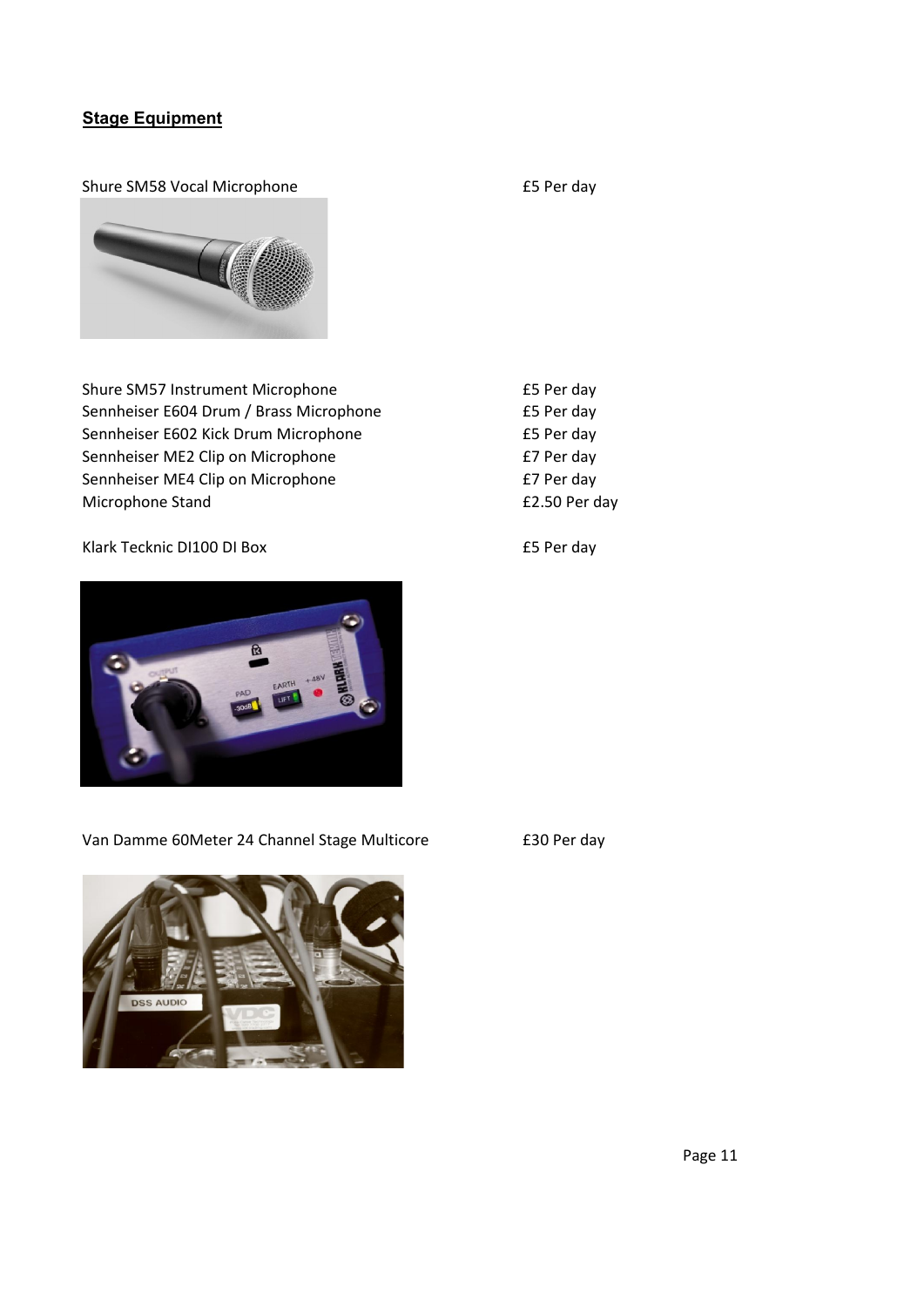## Stage Equipment

Shure SM58 Vocal Microphone — £5 Per day

Shure SM57 Instrument Microphone — £5 Per day
Sennheiser E604 Drum / Brass Microphone — £5 Per day
Sennheiser E602 Kick Drum Microphone — £5 Per day
Sennheiser ME2 Clip on Microphone — £7 Per day
Sennheiser ME4 Clip on Microphone — £7 Per day
Microphone Stand — £2.50 Per day

Klark Tecknic DI100 DI Box — £5 Per day

Van Damme 60Meter 24 Channel Stage Multicore — £30 Per day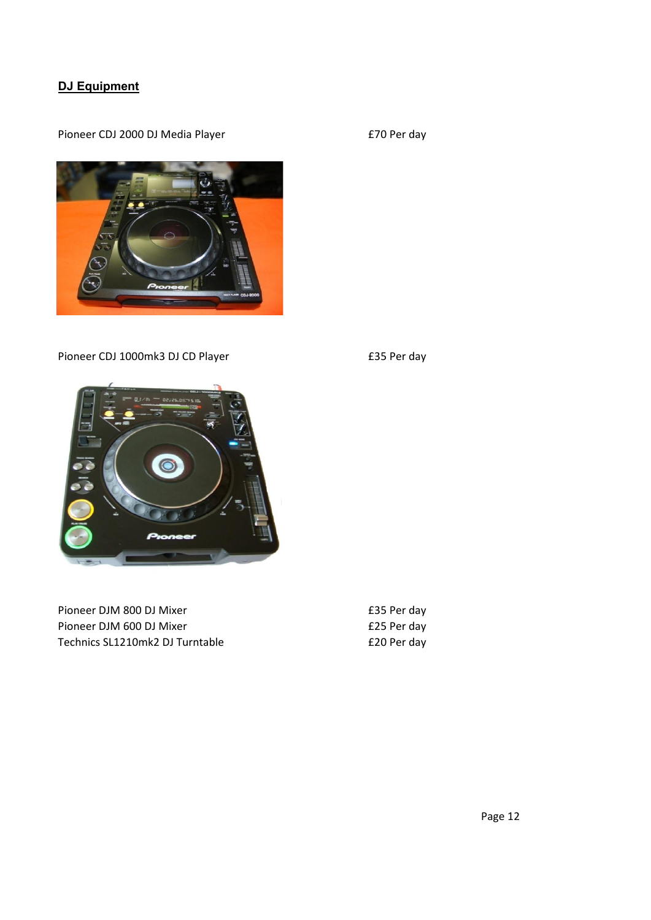## DJ Equipment

| Item | Price |
| --- | --- |
| Pioneer CDJ 2000 DJ Media Player | £70 Per day |
| Pioneer CDJ 1000mk3 DJ CD Player | £35 Per day |
| Pioneer DJM 800 DJ Mixer | £35 Per day |
| Pioneer DJM 600 DJ Mixer | £25 Per day |
| Technics SL1210mk2 DJ Turntable | £20 Per day |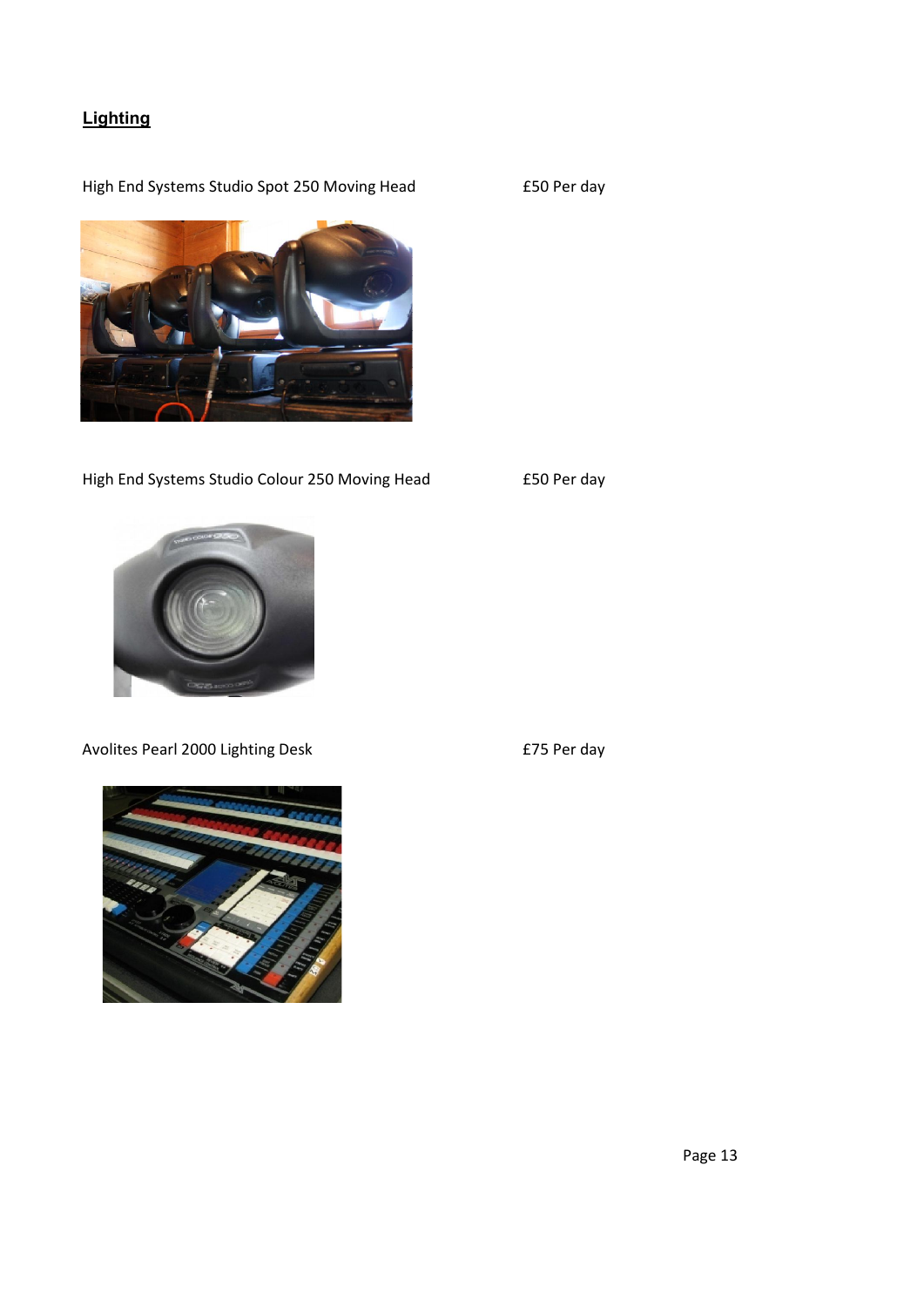## Lighting

High End Systems Studio Spot 250 Moving Head £50 Per day

High End Systems Studio Colour 250 Moving Head £50 Per day

Avolites Pearl 2000 Lighting Desk £75 Per day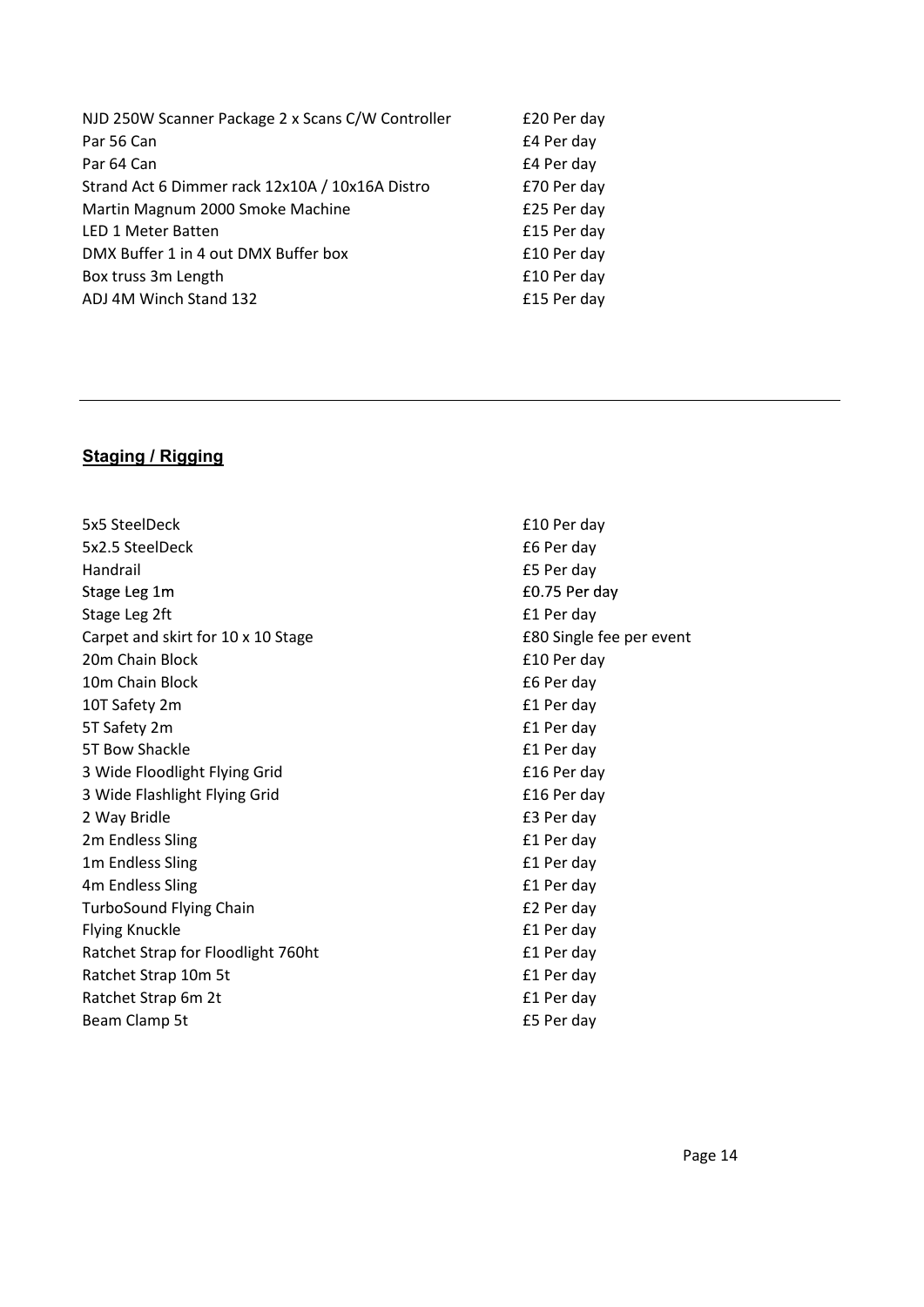| | |
|---|---|
| NJD 250W Scanner Package 2 x Scans C/W Controller | £20 Per day |
| Par 56 Can | £4 Per day |
| Par 64 Can | £4 Per day |
| Strand Act 6 Dimmer rack 12x10A / 10x16A Distro | £70 Per day |
| Martin Magnum 2000 Smoke Machine | £25 Per day |
| LED 1 Meter Batten | £15 Per day |
| DMX Buffer 1 in 4 out DMX Buffer box | £10 Per day |
| Box truss 3m Length | £10 Per day |
| ADJ 4M Winch Stand 132 | £15 Per day |

---

## Staging / Rigging

| | |
|---|---|
| 5x5 SteelDeck | £10 Per day |
| 5x2.5 SteelDeck | £6 Per day |
| Handrail | £5 Per day |
| Stage Leg 1m | £0.75 Per day |
| Stage Leg 2ft | £1 Per day |
| Carpet and skirt for 10 x 10 Stage | £80 Single fee per event |
| 20m Chain Block | £10 Per day |
| 10m Chain Block | £6 Per day |
| 10T Safety 2m | £1 Per day |
| 5T Safety 2m | £1 Per day |
| 5T Bow Shackle | £1 Per day |
| 3 Wide Floodlight Flying Grid | £16 Per day |
| 3 Wide Flashlight Flying Grid | £16 Per day |
| 2 Way Bridle | £3 Per day |
| 2m Endless Sling | £1 Per day |
| 1m Endless Sling | £1 Per day |
| 4m Endless Sling | £1 Per day |
| TurboSound Flying Chain | £2 Per day |
| Flying Knuckle | £1 Per day |
| Ratchet Strap for Floodlight 760ht | £1 Per day |
| Ratchet Strap 10m 5t | £1 Per day |
| Ratchet Strap 6m 2t | £1 Per day |
| Beam Clamp 5t | £5 Per day |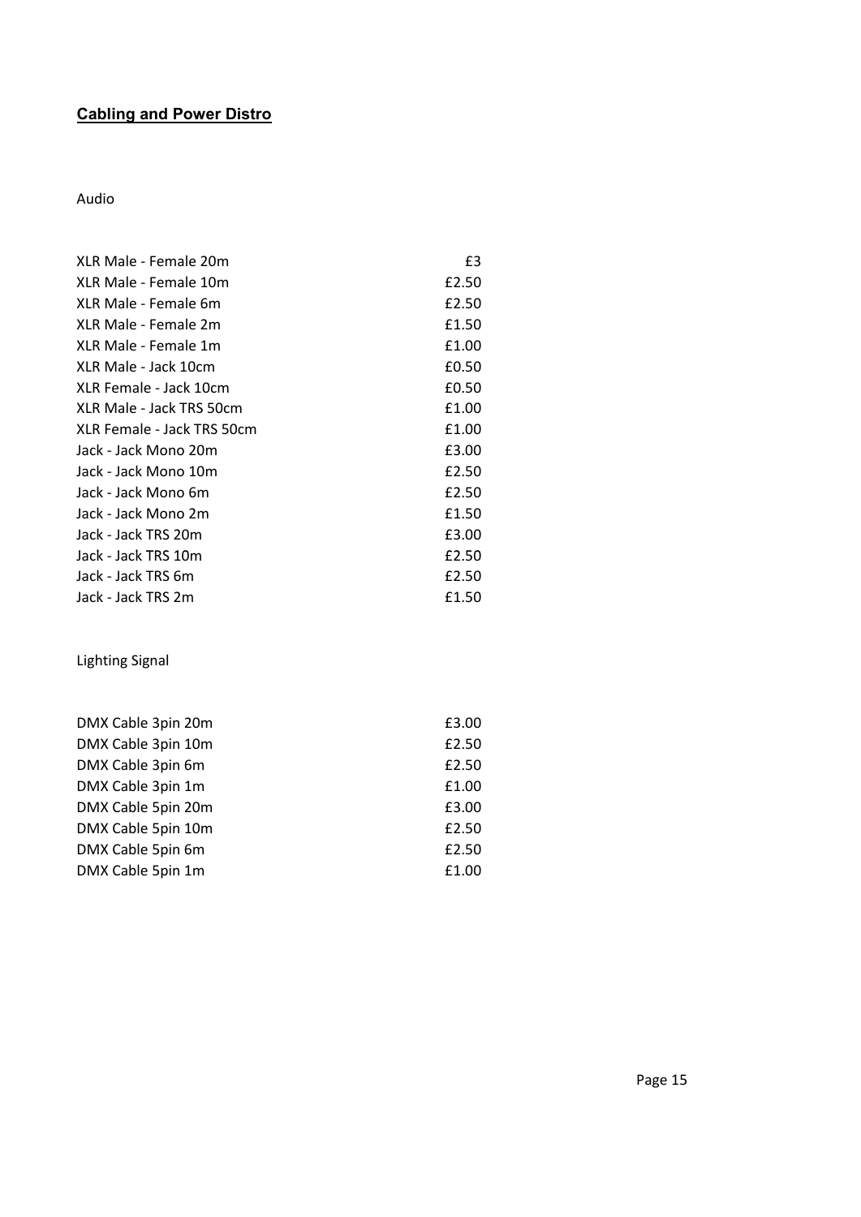**Cabling and Power Distro**

Audio

| | |
|---|---|
| XLR Male - Female 20m | £3 |
| XLR Male - Female 10m | £2.50 |
| XLR Male - Female 6m | £2.50 |
| XLR Male - Female 2m | £1.50 |
| XLR Male - Female 1m | £1.00 |
| XLR Male - Jack 10cm | £0.50 |
| XLR Female - Jack 10cm | £0.50 |
| XLR Male - Jack TRS 50cm | £1.00 |
| XLR Female - Jack TRS 50cm | £1.00 |
| Jack - Jack Mono 20m | £3.00 |
| Jack - Jack Mono 10m | £2.50 |
| Jack - Jack Mono 6m | £2.50 |
| Jack - Jack Mono 2m | £1.50 |
| Jack - Jack TRS 20m | £3.00 |
| Jack - Jack TRS 10m | £2.50 |
| Jack - Jack TRS 6m | £2.50 |
| Jack - Jack TRS 2m | £1.50 |

Lighting Signal

| | |
|---|---|
| DMX Cable 3pin 20m | £3.00 |
| DMX Cable 3pin 10m | £2.50 |
| DMX Cable 3pin 6m | £2.50 |
| DMX Cable 3pin 1m | £1.00 |
| DMX Cable 5pin 20m | £3.00 |
| DMX Cable 5pin 10m | £2.50 |
| DMX Cable 5pin 6m | £2.50 |
| DMX Cable 5pin 1m | £1.00 |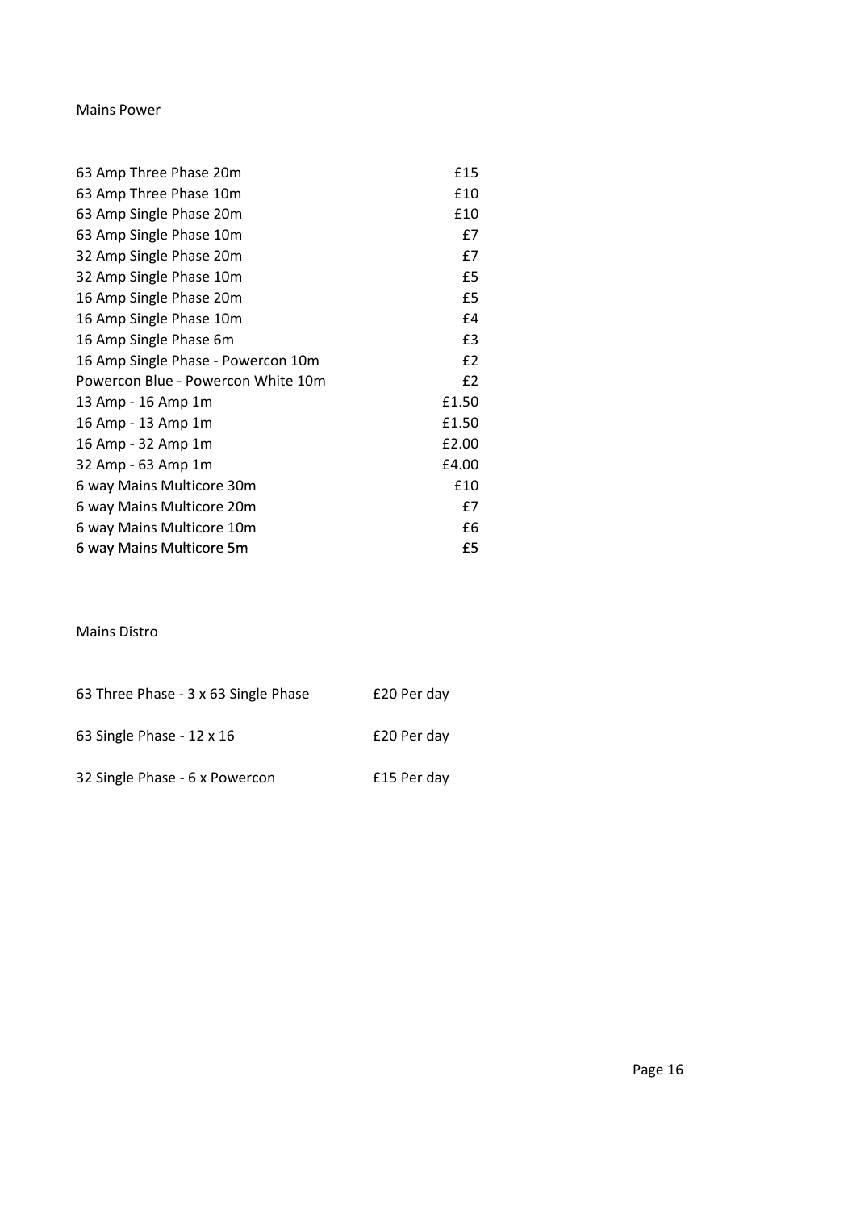## Mains Power

| | |
|---|---|
| 63 Amp Three Phase 20m | £15 |
| 63 Amp Three Phase 10m | £10 |
| 63 Amp Single Phase 20m | £10 |
| 63 Amp Single Phase 10m | £7 |
| 32 Amp Single Phase 20m | £7 |
| 32 Amp Single Phase 10m | £5 |
| 16 Amp Single Phase 20m | £5 |
| 16 Amp Single Phase 10m | £4 |
| 16 Amp Single Phase 6m | £3 |
| 16 Amp Single Phase - Powercon 10m | £2 |
| Powercon Blue - Powercon White 10m | £2 |
| 13 Amp - 16 Amp 1m | £1.50 |
| 16 Amp - 13 Amp 1m | £1.50 |
| 16 Amp - 32 Amp 1m | £2.00 |
| 32 Amp - 63 Amp 1m | £4.00 |
| 6 way Mains Multicore 30m | £10 |
| 6 way Mains Multicore 20m | £7 |
| 6 way Mains Multicore 10m | £6 |
| 6 way Mains Multicore 5m | £5 |

## Mains Distro

| | |
|---|---|
| 63 Three Phase - 3 x 63 Single Phase | £20 Per day |
| 63 Single Phase - 12 x 16 | £20 Per day |
| 32 Single Phase - 6 x Powercon | £15 Per day |